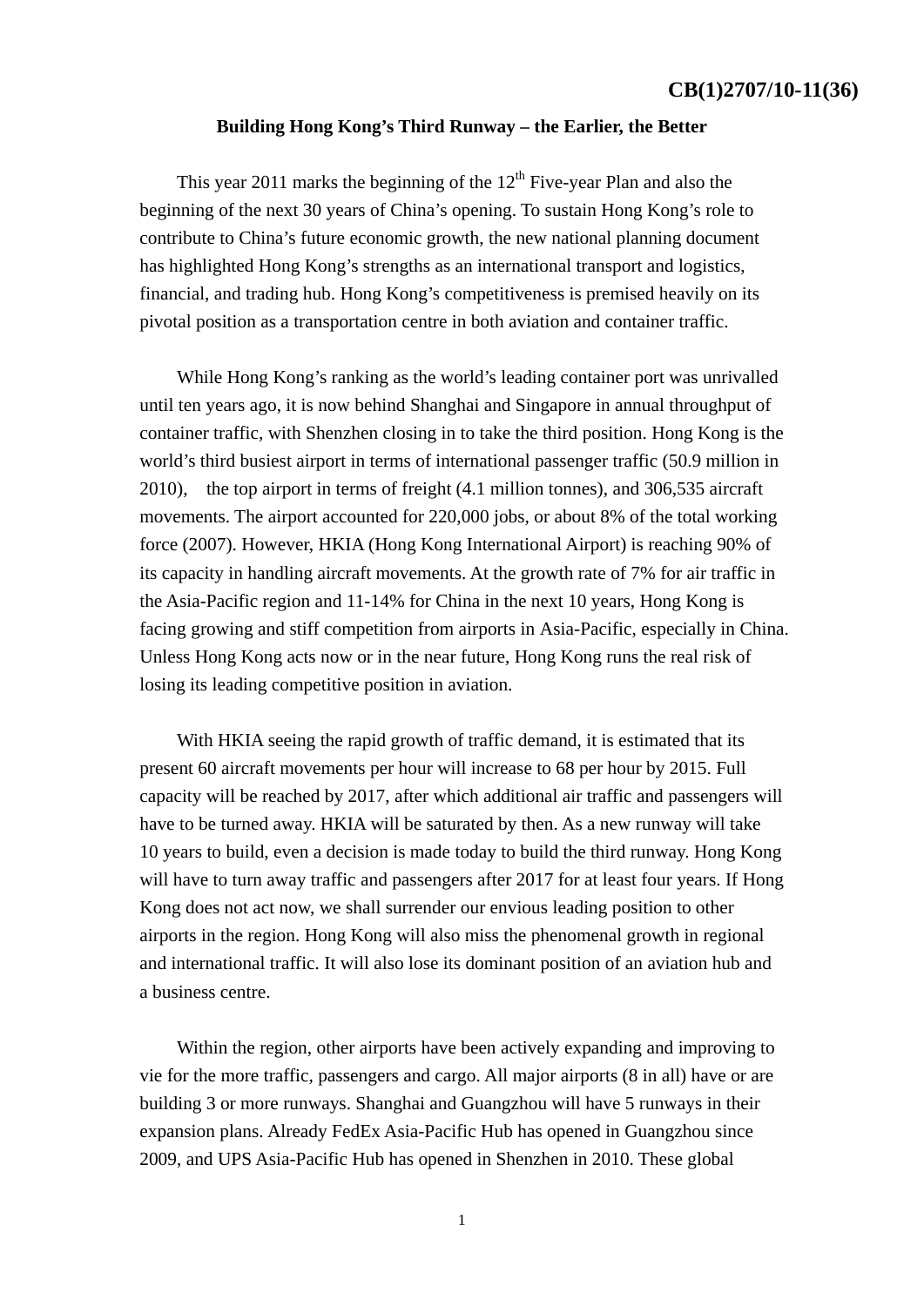**CB(1)2707/10-11(36)**

# Building Hong Kong's Third Runway – the Earlier, the Better

This year 2011 marks the beginning of the 12th Five-year Plan and also the beginning of the next 30 years of China's opening. To sustain Hong Kong's role to contribute to China's future economic growth, the new national planning document has highlighted Hong Kong's strengths as an international transport and logistics, financial, and trading hub. Hong Kong's competitiveness is premised heavily on its pivotal position as a transportation centre in both aviation and container traffic.

While Hong Kong's ranking as the world's leading container port was unrivalled until ten years ago, it is now behind Shanghai and Singapore in annual throughput of container traffic, with Shenzhen closing in to take the third position. Hong Kong is the world's third busiest airport in terms of international passenger traffic (50.9 million in 2010), the top airport in terms of freight (4.1 million tonnes), and 306,535 aircraft movements. The airport accounted for 220,000 jobs, or about 8% of the total working force (2007). However, HKIA (Hong Kong International Airport) is reaching 90% of its capacity in handling aircraft movements. At the growth rate of 7% for air traffic in the Asia-Pacific region and 11-14% for China in the next 10 years, Hong Kong is facing growing and stiff competition from airports in Asia-Pacific, especially in China. Unless Hong Kong acts now or in the near future, Hong Kong runs the real risk of losing its leading competitive position in aviation.

With HKIA seeing the rapid growth of traffic demand, it is estimated that its present 60 aircraft movements per hour will increase to 68 per hour by 2015. Full capacity will be reached by 2017, after which additional air traffic and passengers will have to be turned away. HKIA will be saturated by then. As a new runway will take 10 years to build, even a decision is made today to build the third runway. Hong Kong will have to turn away traffic and passengers after 2017 for at least four years. If Hong Kong does not act now, we shall surrender our envious leading position to other airports in the region. Hong Kong will also miss the phenomenal growth in regional and international traffic. It will also lose its dominant position of an aviation hub and a business centre.

Within the region, other airports have been actively expanding and improving to vie for the more traffic, passengers and cargo. All major airports (8 in all) have or are building 3 or more runways. Shanghai and Guangzhou will have 5 runways in their expansion plans. Already FedEx Asia-Pacific Hub has opened in Guangzhou since 2009, and UPS Asia-Pacific Hub has opened in Shenzhen in 2010. These global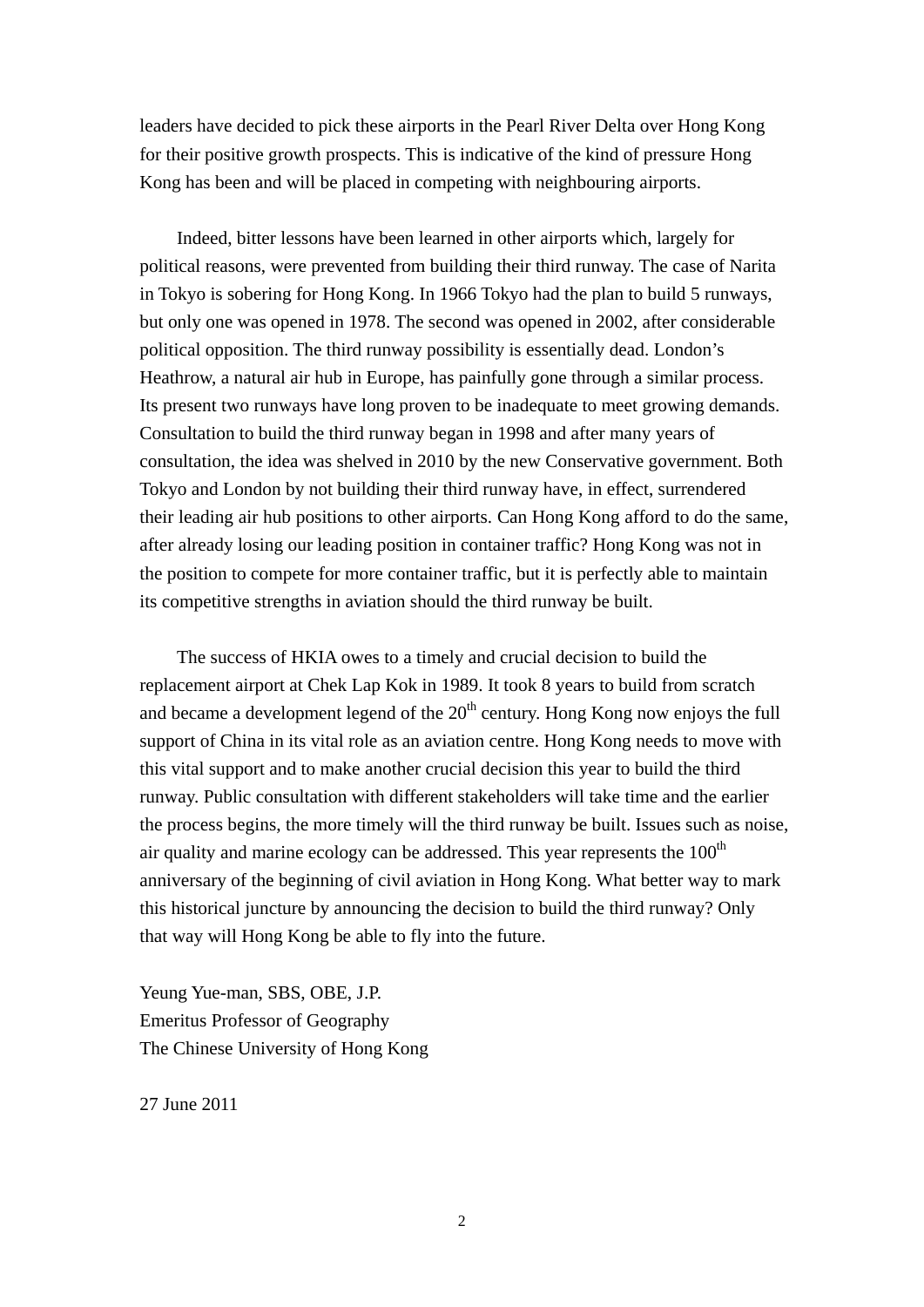leaders have decided to pick these airports in the Pearl River Delta over Hong Kong for their positive growth prospects. This is indicative of the kind of pressure Hong Kong has been and will be placed in competing with neighbouring airports.

Indeed, bitter lessons have been learned in other airports which, largely for political reasons, were prevented from building their third runway. The case of Narita in Tokyo is sobering for Hong Kong. In 1966 Tokyo had the plan to build 5 runways, but only one was opened in 1978. The second was opened in 2002, after considerable political opposition. The third runway possibility is essentially dead. London's Heathrow, a natural air hub in Europe, has painfully gone through a similar process. Its present two runways have long proven to be inadequate to meet growing demands. Consultation to build the third runway began in 1998 and after many years of consultation, the idea was shelved in 2010 by the new Conservative government. Both Tokyo and London by not building their third runway have, in effect, surrendered their leading air hub positions to other airports. Can Hong Kong afford to do the same, after already losing our leading position in container traffic? Hong Kong was not in the position to compete for more container traffic, but it is perfectly able to maintain its competitive strengths in aviation should the third runway be built.

The success of HKIA owes to a timely and crucial decision to build the replacement airport at Chek Lap Kok in 1989. It took 8 years to build from scratch and became a development legend of the 20th century. Hong Kong now enjoys the full support of China in its vital role as an aviation centre. Hong Kong needs to move with this vital support and to make another crucial decision this year to build the third runway. Public consultation with different stakeholders will take time and the earlier the process begins, the more timely will the third runway be built. Issues such as noise, air quality and marine ecology can be addressed. This year represents the 100th anniversary of the beginning of civil aviation in Hong Kong. What better way to mark this historical juncture by announcing the decision to build the third runway? Only that way will Hong Kong be able to fly into the future.

Yeung Yue-man, SBS, OBE, J.P.
Emeritus Professor of Geography
The Chinese University of Hong Kong

27 June 2011